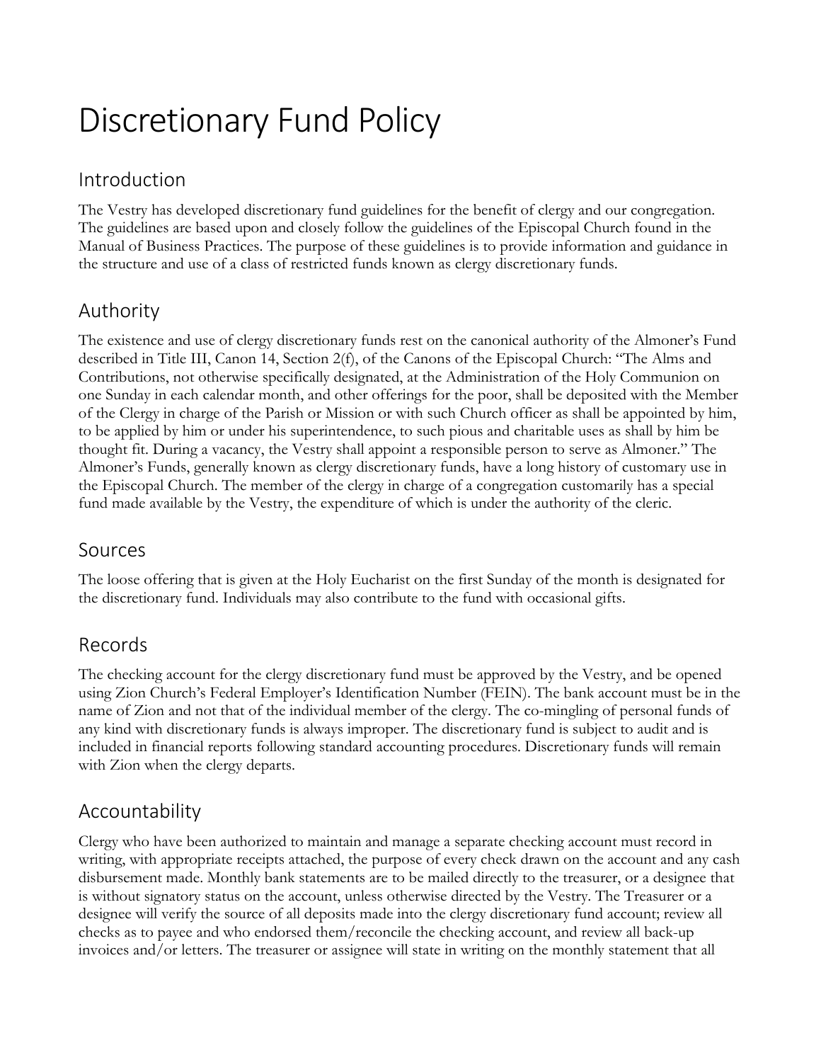# Discretionary Fund Policy

## Introduction

The Vestry has developed discretionary fund guidelines for the benefit of clergy and our congregation. The guidelines are based upon and closely follow the guidelines of the Episcopal Church found in the Manual of Business Practices. The purpose of these guidelines is to provide information and guidance in the structure and use of a class of restricted funds known as clergy discretionary funds.

## Authority

The existence and use of clergy discretionary funds rest on the canonical authority of the Almoner's Fund described in Title III, Canon 14, Section 2(f), of the Canons of the Episcopal Church: "The Alms and Contributions, not otherwise specifically designated, at the Administration of the Holy Communion on one Sunday in each calendar month, and other offerings for the poor, shall be deposited with the Member of the Clergy in charge of the Parish or Mission or with such Church officer as shall be appointed by him, to be applied by him or under his superintendence, to such pious and charitable uses as shall by him be thought fit. During a vacancy, the Vestry shall appoint a responsible person to serve as Almoner." The Almoner's Funds, generally known as clergy discretionary funds, have a long history of customary use in the Episcopal Church. The member of the clergy in charge of a congregation customarily has a special fund made available by the Vestry, the expenditure of which is under the authority of the cleric.

## Sources

The loose offering that is given at the Holy Eucharist on the first Sunday of the month is designated for the discretionary fund. Individuals may also contribute to the fund with occasional gifts.

## Records

The checking account for the clergy discretionary fund must be approved by the Vestry, and be opened using Zion Church's Federal Employer's Identification Number (FEIN). The bank account must be in the name of Zion and not that of the individual member of the clergy. The co-mingling of personal funds of any kind with discretionary funds is always improper. The discretionary fund is subject to audit and is included in financial reports following standard accounting procedures. Discretionary funds will remain with Zion when the clergy departs.

## Accountability

Clergy who have been authorized to maintain and manage a separate checking account must record in writing, with appropriate receipts attached, the purpose of every check drawn on the account and any cash disbursement made. Monthly bank statements are to be mailed directly to the treasurer, or a designee that is without signatory status on the account, unless otherwise directed by the Vestry. The Treasurer or a designee will verify the source of all deposits made into the clergy discretionary fund account; review all checks as to payee and who endorsed them/reconcile the checking account, and review all back-up invoices and/or letters. The treasurer or assignee will state in writing on the monthly statement that all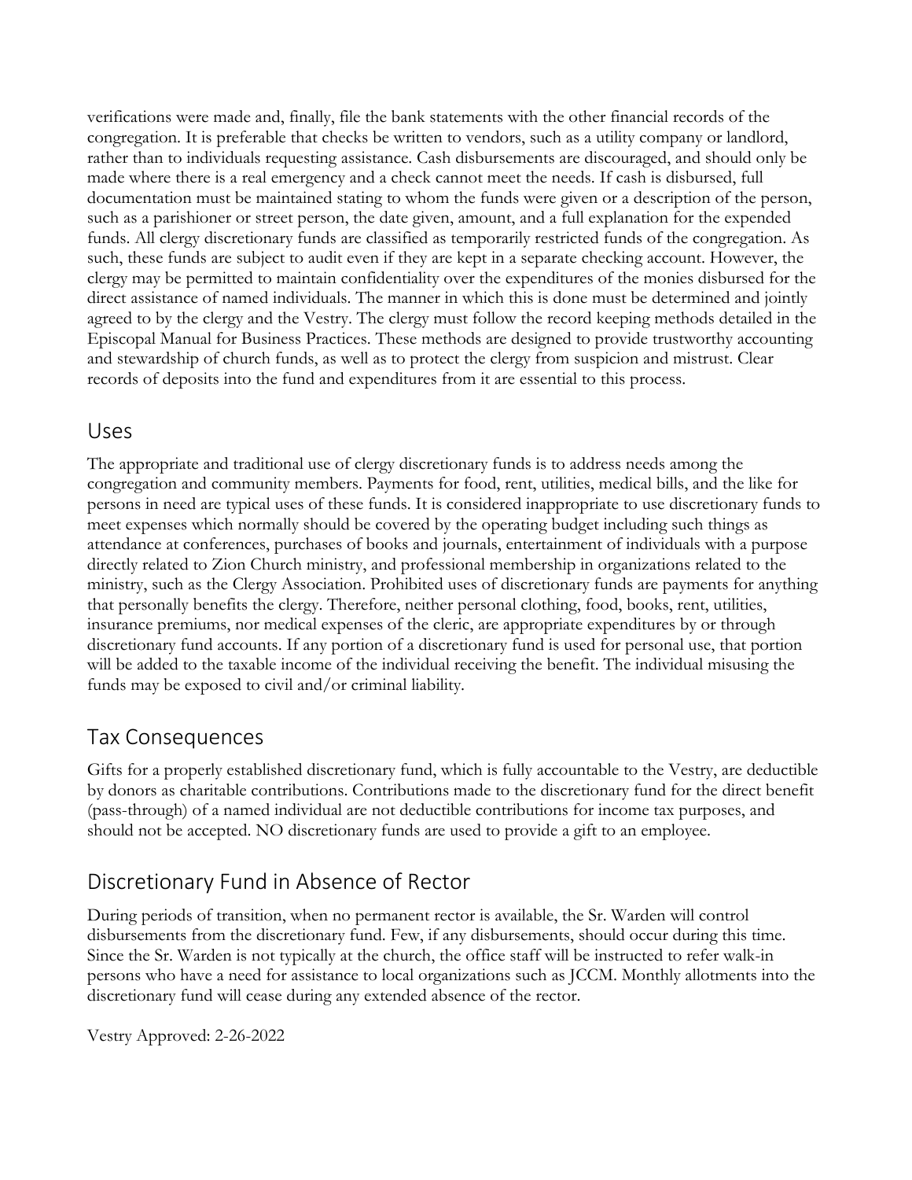verifications were made and, finally, file the bank statements with the other financial records of the congregation. It is preferable that checks be written to vendors, such as a utility company or landlord, rather than to individuals requesting assistance. Cash disbursements are discouraged, and should only be made where there is a real emergency and a check cannot meet the needs. If cash is disbursed, full documentation must be maintained stating to whom the funds were given or a description of the person, such as a parishioner or street person, the date given, amount, and a full explanation for the expended funds. All clergy discretionary funds are classified as temporarily restricted funds of the congregation. As such, these funds are subject to audit even if they are kept in a separate checking account. However, the clergy may be permitted to maintain confidentiality over the expenditures of the monies disbursed for the direct assistance of named individuals. The manner in which this is done must be determined and jointly agreed to by the clergy and the Vestry. The clergy must follow the record keeping methods detailed in the Episcopal Manual for Business Practices. These methods are designed to provide trustworthy accounting and stewardship of church funds, as well as to protect the clergy from suspicion and mistrust. Clear records of deposits into the fund and expenditures from it are essential to this process.

## Uses

The appropriate and traditional use of clergy discretionary funds is to address needs among the congregation and community members. Payments for food, rent, utilities, medical bills, and the like for persons in need are typical uses of these funds. It is considered inappropriate to use discretionary funds to meet expenses which normally should be covered by the operating budget including such things as attendance at conferences, purchases of books and journals, entertainment of individuals with a purpose directly related to Zion Church ministry, and professional membership in organizations related to the ministry, such as the Clergy Association. Prohibited uses of discretionary funds are payments for anything that personally benefits the clergy. Therefore, neither personal clothing, food, books, rent, utilities, insurance premiums, nor medical expenses of the cleric, are appropriate expenditures by or through discretionary fund accounts. If any portion of a discretionary fund is used for personal use, that portion will be added to the taxable income of the individual receiving the benefit. The individual misusing the funds may be exposed to civil and/or criminal liability.

## Tax Consequences

Gifts for a properly established discretionary fund, which is fully accountable to the Vestry, are deductible by donors as charitable contributions. Contributions made to the discretionary fund for the direct benefit (pass-through) of a named individual are not deductible contributions for income tax purposes, and should not be accepted. NO discretionary funds are used to provide a gift to an employee.

## Discretionary Fund in Absence of Rector

During periods of transition, when no permanent rector is available, the Sr. Warden will control disbursements from the discretionary fund. Few, if any disbursements, should occur during this time. Since the Sr. Warden is not typically at the church, the office staff will be instructed to refer walk-in persons who have a need for assistance to local organizations such as JCCM. Monthly allotments into the discretionary fund will cease during any extended absence of the rector.

Vestry Approved: 2-26-2022